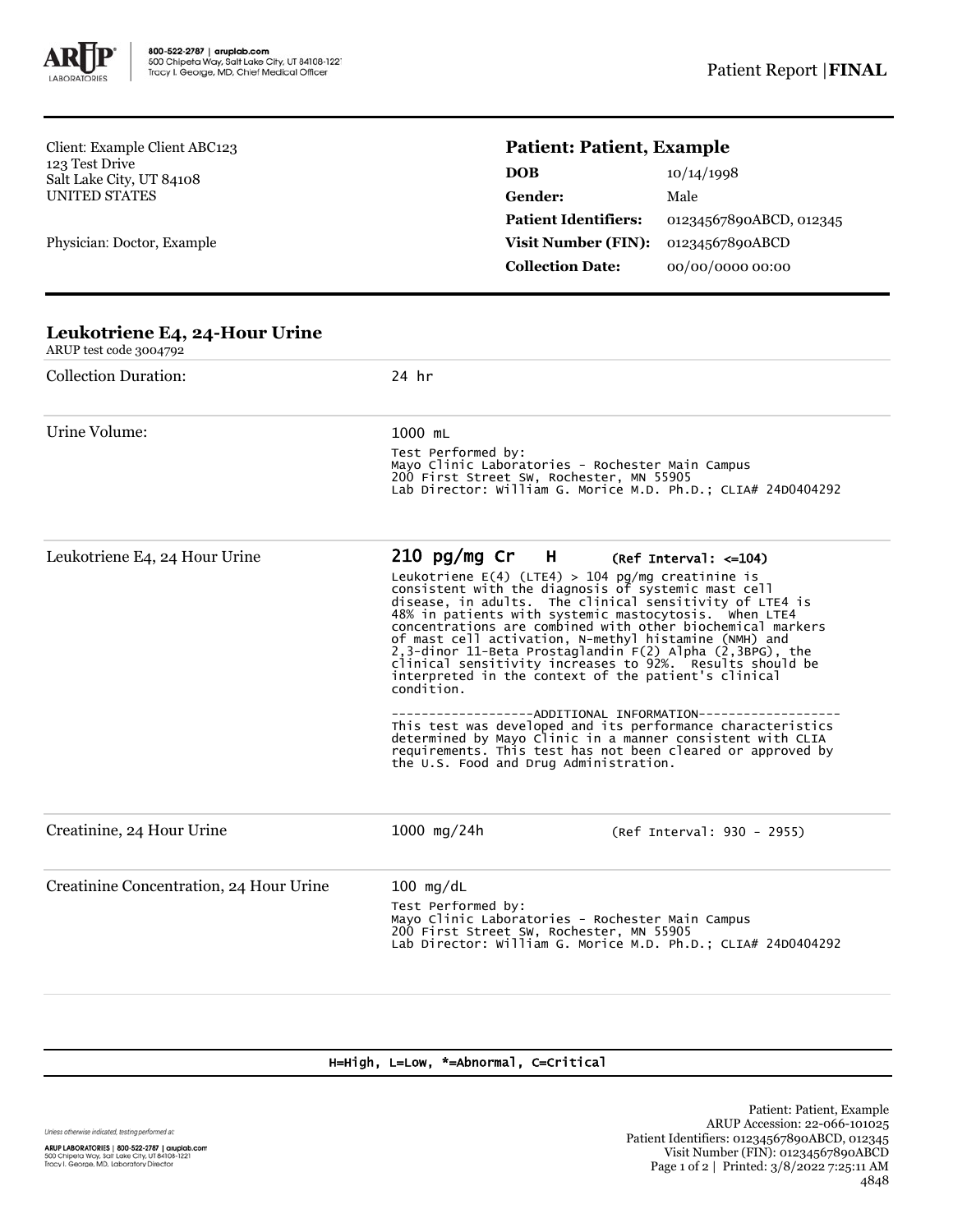800-522-2787 | aruplab.com
500 Chipeta Way, Salt Lake City, UT 84108-1221
Tracy I. George, MD, Chief Medical Officer

Patient Report | **FINAL**

Client: Example Client ABC123
123 Test Drive
Salt Lake City, UT 84108
UNITED STATES

Physician: Doctor, Example

## Patient: Patient, Example

| | |
|---|---|
| **DOB** | 10/14/1998 |
| **Gender:** | Male |
| **Patient Identifiers:** | 01234567890ABCD, 012345 |
| **Visit Number (FIN):** | 01234567890ABCD |
| **Collection Date:** | 00/00/0000 00:00 |

### Leukotriene E4, 24-Hour Urine

ARUP test code 3004792

| Test | Result | Reference |
|---|---|---|
| Collection Duration: | 24 hr | |
| Urine Volume: | 1000 mL<br>Test Performed by:<br>Mayo Clinic Laboratories - Rochester Main Campus<br>200 First Street SW, Rochester, MN 55905<br>Lab Director: William G. Morice M.D. Ph.D.; CLIA# 24D0404292 | |
| Leukotriene E4, 24 Hour Urine | **210 pg/mg Cr H**<br>Leukotriene E(4) (LTE4) > 104 pg/mg creatinine is consistent with the diagnosis of systemic mast cell disease, in adults. The clinical sensitivity of LTE4 is 48% in patients with systemic mastocytosis. When LTE4 concentrations are combined with other biochemical markers of mast cell activation, N-methyl histamine (NMH) and 2,3-dinor 11-Beta Prostaglandin F(2) Alpha (2,3BPG), the clinical sensitivity increases to 92%. Results should be interpreted in the context of the patient's clinical condition.<br><br>-------------------ADDITIONAL INFORMATION-------------------<br>This test was developed and its performance characteristics determined by Mayo Clinic in a manner consistent with CLIA requirements. This test has not been cleared or approved by the U.S. Food and Drug Administration. | (Ref Interval: <=104) |
| Creatinine, 24 Hour Urine | 1000 mg/24h | (Ref Interval: 930 - 2955) |
| Creatinine Concentration, 24 Hour Urine | 100 mg/dL<br>Test Performed by:<br>Mayo Clinic Laboratories - Rochester Main Campus<br>200 First Street SW, Rochester, MN 55905<br>Lab Director: William G. Morice M.D. Ph.D.; CLIA# 24D0404292 | |

H=High, L=Low, *=Abnormal, C=Critical

Unless otherwise indicated, testing performed at:

ARUP LABORATORIES | 800-522-2787 | aruplab.com
500 Chipeta Way, Salt Lake City, UT 84108-1221
Tracy I. George, MD, Laboratory Director

Patient: Patient, Example
ARUP Accession: 22-066-101025
Patient Identifiers: 01234567890ABCD, 012345
Visit Number (FIN): 01234567890ABCD
Printed: 3/8/2022 7:25:11 AM
4848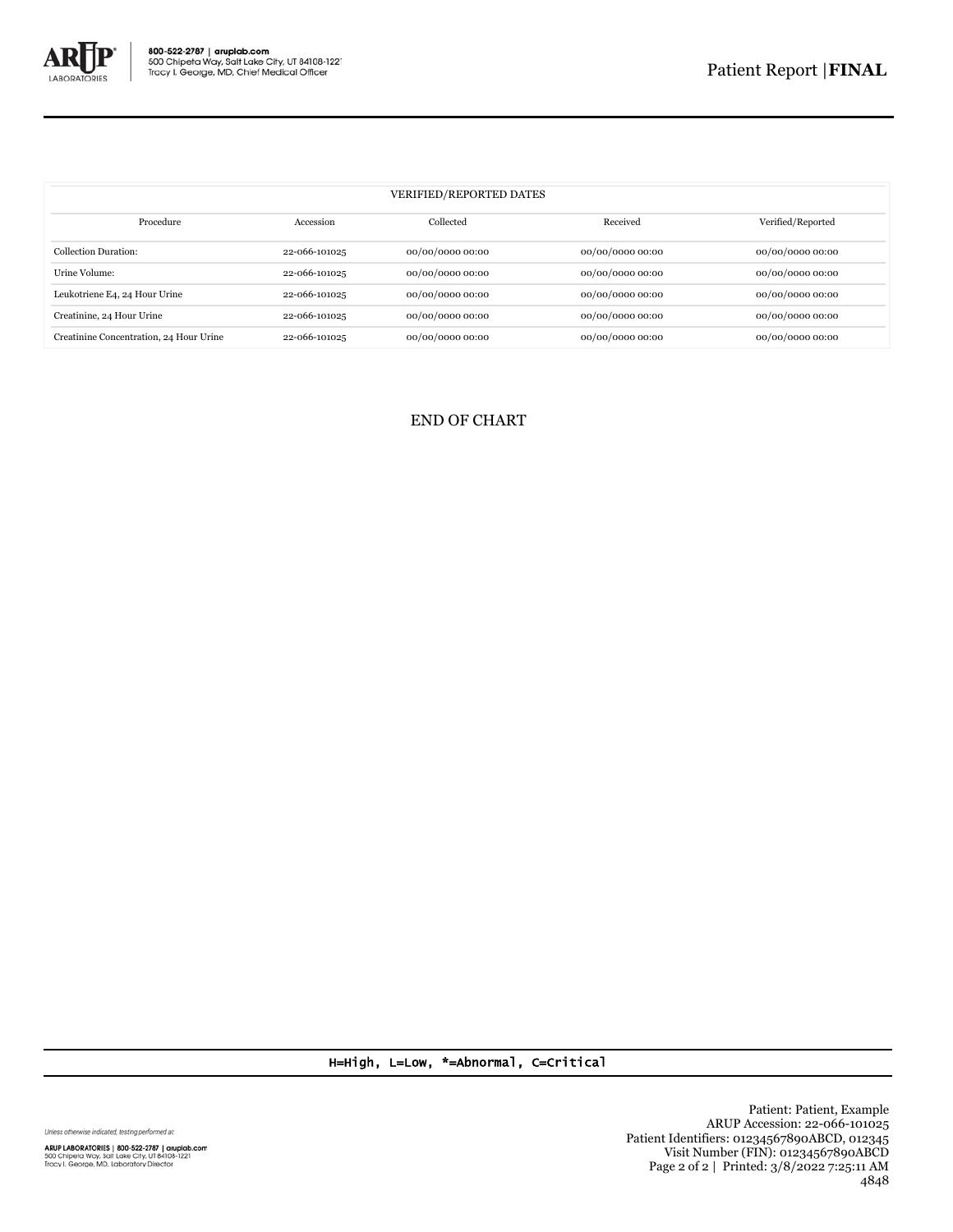| VERIFIED/REPORTED DATES | | | | |
|---|---|---|---|---|
| Procedure | Accession | Collected | Received | Verified/Reported |
| Collection Duration: | 22-066-101025 | 00/00/0000 00:00 | 00/00/0000 00:00 | 00/00/0000 00:00 |
| Urine Volume: | 22-066-101025 | 00/00/0000 00:00 | 00/00/0000 00:00 | 00/00/0000 00:00 |
| Leukotriene E4, 24 Hour Urine | 22-066-101025 | 00/00/0000 00:00 | 00/00/0000 00:00 | 00/00/0000 00:00 |
| Creatinine, 24 Hour Urine | 22-066-101025 | 00/00/0000 00:00 | 00/00/0000 00:00 | 00/00/0000 00:00 |
| Creatinine Concentration, 24 Hour Urine | 22-066-101025 | 00/00/0000 00:00 | 00/00/0000 00:00 | 00/00/0000 00:00 |

END OF CHART

H=High, L=Low, *=Abnormal, C=Critical